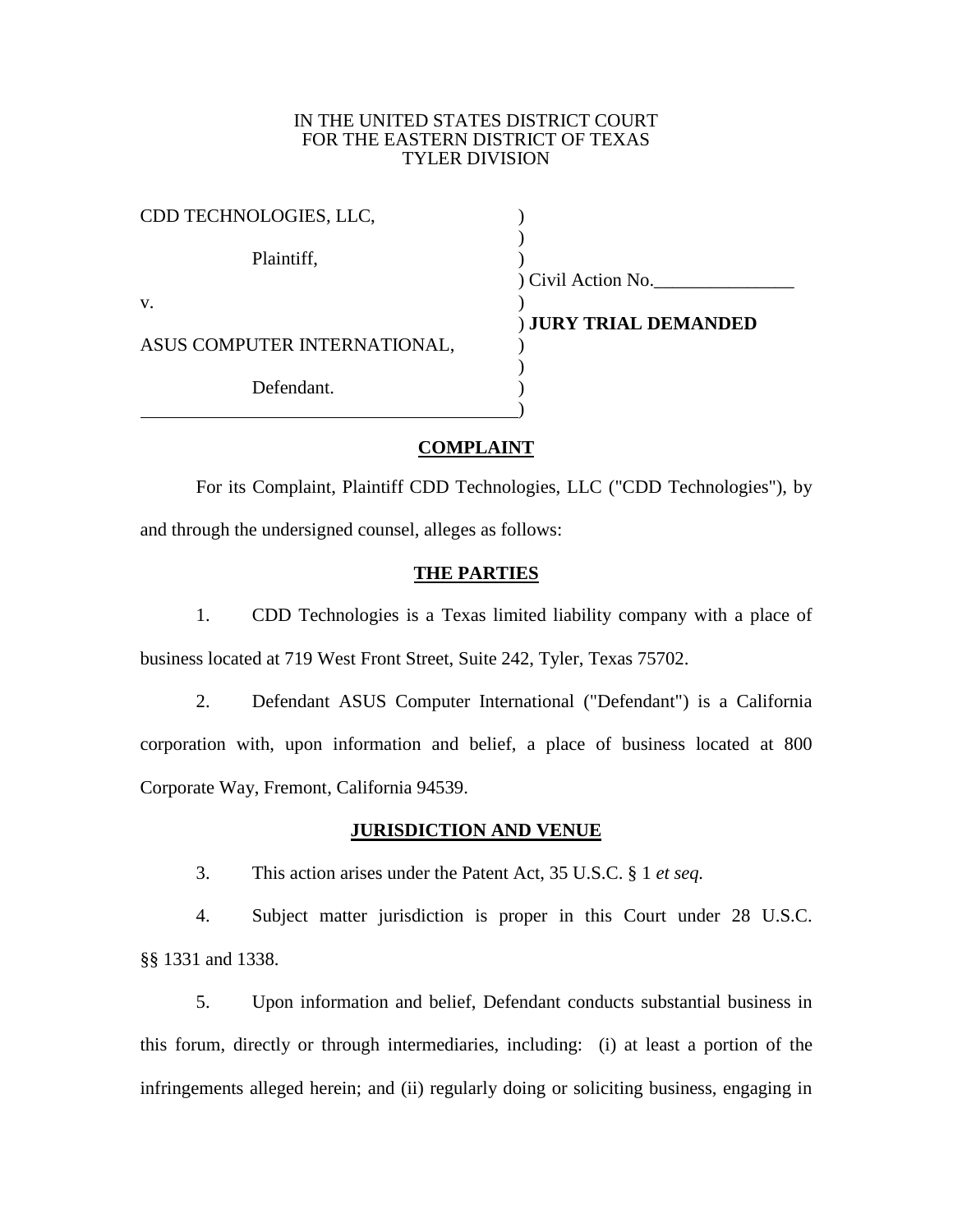IN THE UNITED STATES DISTRICT COURT
FOR THE EASTERN DISTRICT OF TEXAS
TYLER DIVISION

| | |
|---|---|
| CDD TECHNOLOGIES, LLC, | ) |
| | ) |
| Plaintiff, | ) |
| | ) Civil Action No.\_\_\_\_\_\_\_\_\_\_\_\_\_\_\_ |
| v. | ) |
| | ) **JURY TRIAL DEMANDED** |
| ASUS COMPUTER INTERNATIONAL, | ) |
| | ) |
| Defendant. | ) |
| | ) |

## COMPLAINT

For its Complaint, Plaintiff CDD Technologies, LLC ("CDD Technologies"), by and through the undersigned counsel, alleges as follows:

## THE PARTIES

1. CDD Technologies is a Texas limited liability company with a place of business located at 719 West Front Street, Suite 242, Tyler, Texas 75702.

2. Defendant ASUS Computer International ("Defendant") is a California corporation with, upon information and belief, a place of business located at 800 Corporate Way, Fremont, California 94539.

## JURISDICTION AND VENUE

3. This action arises under the Patent Act, 35 U.S.C. § 1 *et seq.*

4. Subject matter jurisdiction is proper in this Court under 28 U.S.C. §§ 1331 and 1338.

5. Upon information and belief, Defendant conducts substantial business in this forum, directly or through intermediaries, including: (i) at least a portion of the infringements alleged herein; and (ii) regularly doing or soliciting business, engaging in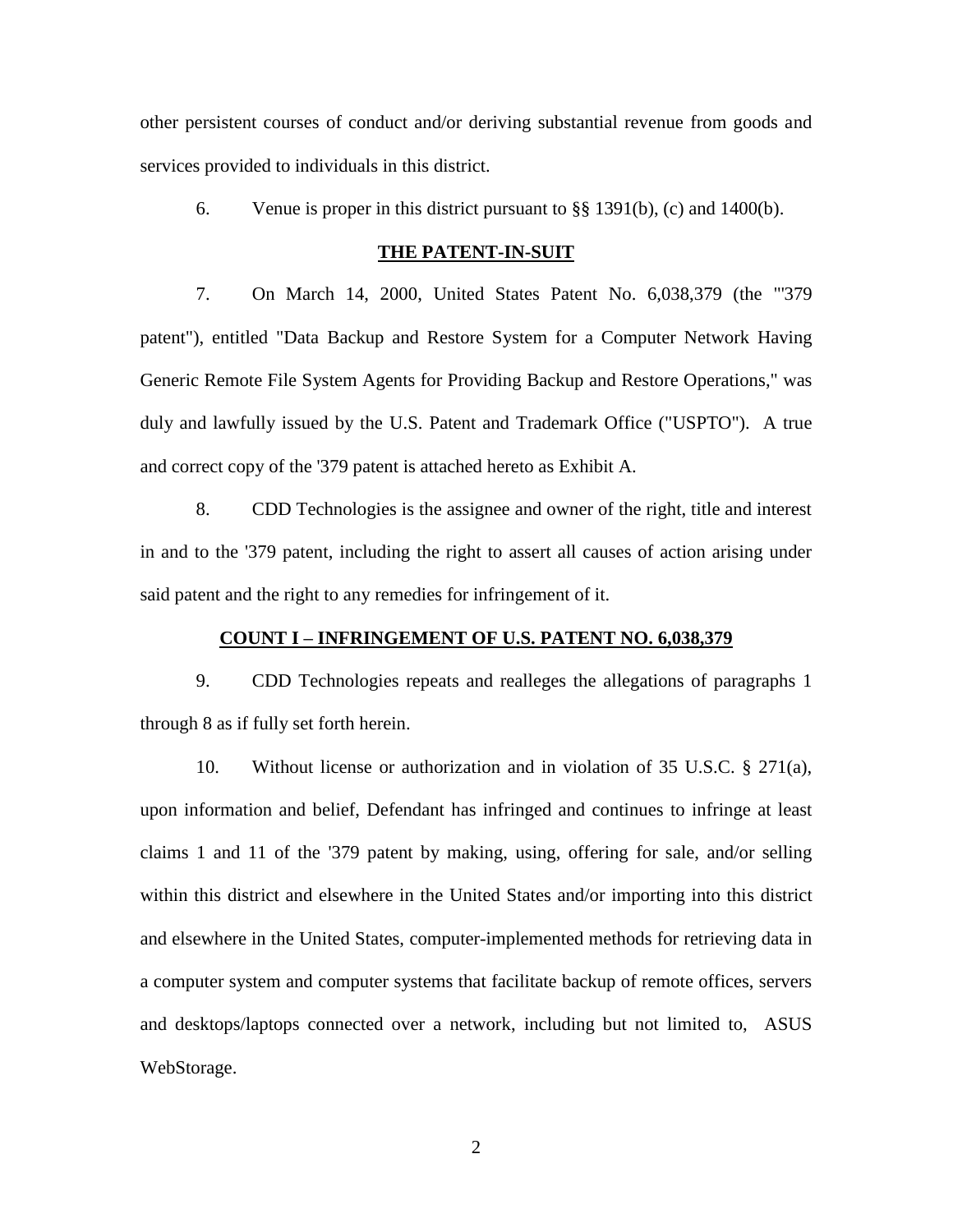other persistent courses of conduct and/or deriving substantial revenue from goods and services provided to individuals in this district.

6. Venue is proper in this district pursuant to §§ 1391(b), (c) and 1400(b).

**THE PATENT-IN-SUIT**

7. On March 14, 2000, United States Patent No. 6,038,379 (the "'379 patent"), entitled "Data Backup and Restore System for a Computer Network Having Generic Remote File System Agents for Providing Backup and Restore Operations," was duly and lawfully issued by the U.S. Patent and Trademark Office ("USPTO"). A true and correct copy of the '379 patent is attached hereto as Exhibit A.

8. CDD Technologies is the assignee and owner of the right, title and interest in and to the '379 patent, including the right to assert all causes of action arising under said patent and the right to any remedies for infringement of it.

**COUNT I – INFRINGEMENT OF U.S. PATENT NO. 6,038,379**

9. CDD Technologies repeats and realleges the allegations of paragraphs 1 through 8 as if fully set forth herein.

10. Without license or authorization and in violation of 35 U.S.C. § 271(a), upon information and belief, Defendant has infringed and continues to infringe at least claims 1 and 11 of the '379 patent by making, using, offering for sale, and/or selling within this district and elsewhere in the United States and/or importing into this district and elsewhere in the United States, computer-implemented methods for retrieving data in a computer system and computer systems that facilitate backup of remote offices, servers and desktops/laptops connected over a network, including but not limited to, ASUS WebStorage.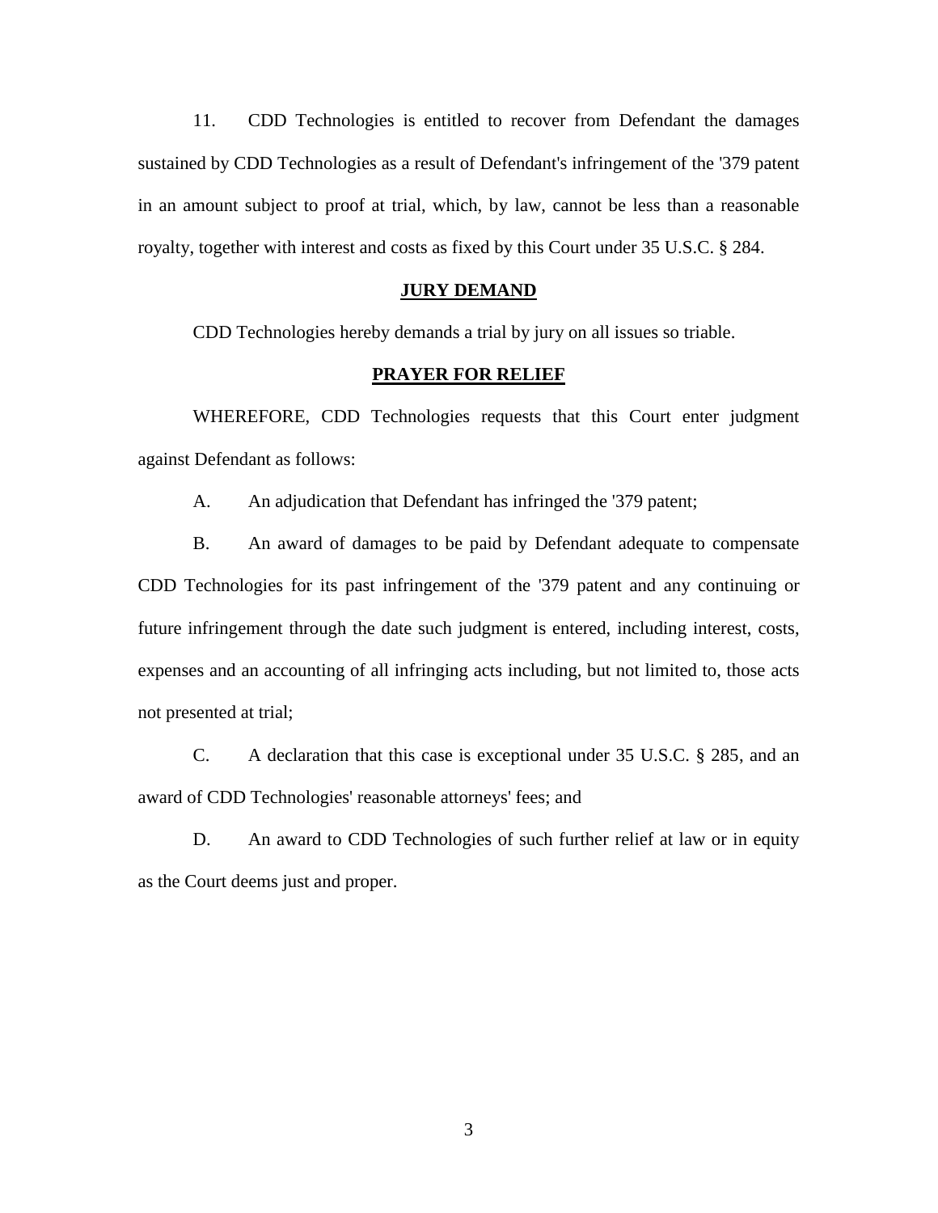11. CDD Technologies is entitled to recover from Defendant the damages sustained by CDD Technologies as a result of Defendant's infringement of the '379 patent in an amount subject to proof at trial, which, by law, cannot be less than a reasonable royalty, together with interest and costs as fixed by this Court under 35 U.S.C. § 284.

## **JURY DEMAND**

CDD Technologies hereby demands a trial by jury on all issues so triable.

## **PRAYER FOR RELIEF**

WHEREFORE, CDD Technologies requests that this Court enter judgment against Defendant as follows:

A. An adjudication that Defendant has infringed the '379 patent;

B. An award of damages to be paid by Defendant adequate to compensate CDD Technologies for its past infringement of the '379 patent and any continuing or future infringement through the date such judgment is entered, including interest, costs, expenses and an accounting of all infringing acts including, but not limited to, those acts not presented at trial;

C. A declaration that this case is exceptional under 35 U.S.C. § 285, and an award of CDD Technologies' reasonable attorneys' fees; and

D. An award to CDD Technologies of such further relief at law or in equity as the Court deems just and proper.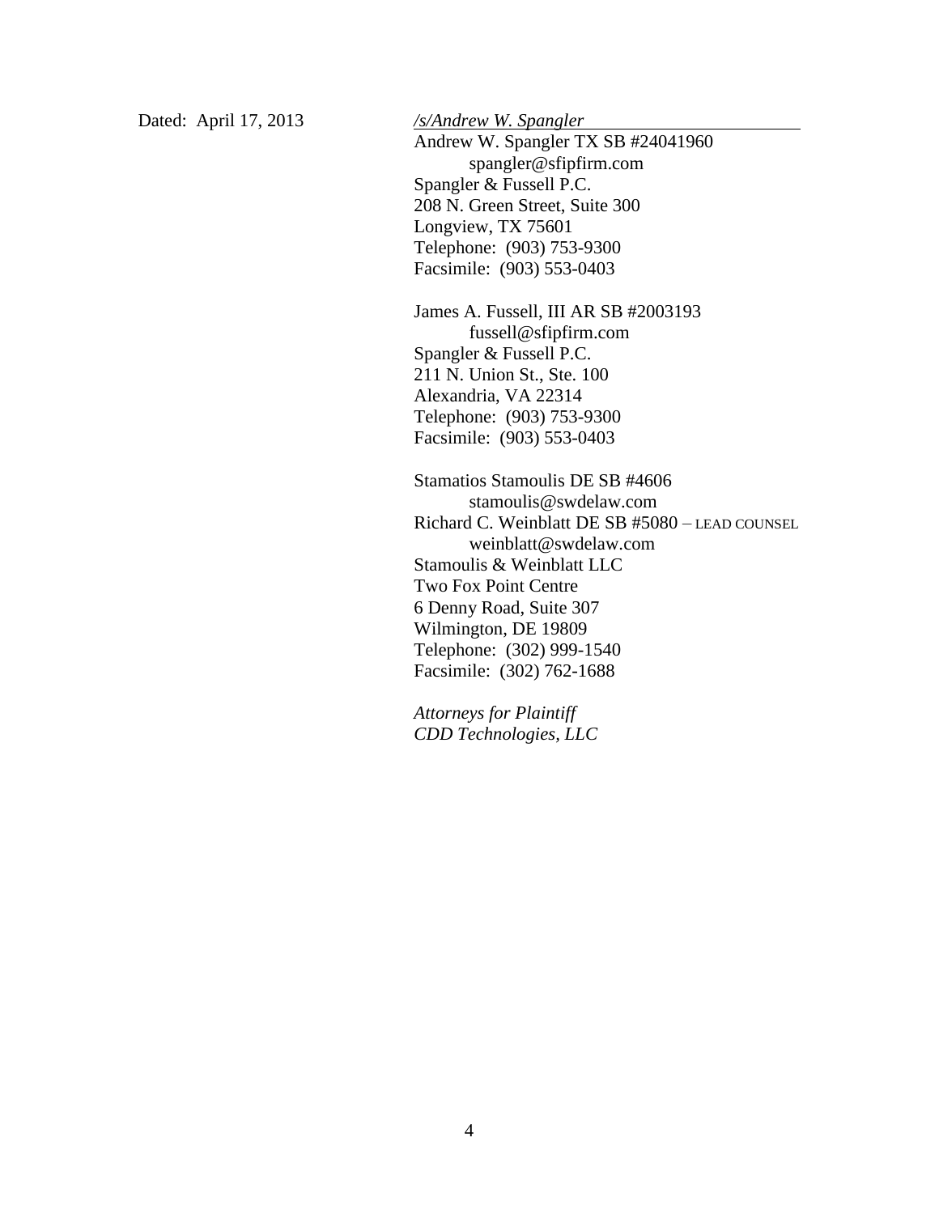Dated: April 17, 2013

*/s/Andrew W. Spangler*

Andrew W. Spangler TX SB #24041960
spangler@sfipfirm.com
Spangler & Fussell P.C.
208 N. Green Street, Suite 300
Longview, TX 75601
Telephone: (903) 753-9300
Facsimile: (903) 553-0403

James A. Fussell, III AR SB #2003193
fussell@sfipfirm.com
Spangler & Fussell P.C.
211 N. Union St., Ste. 100
Alexandria, VA 22314
Telephone: (903) 753-9300
Facsimile: (903) 553-0403

Stamatios Stamoulis DE SB #4606
stamoulis@swdelaw.com
Richard C. Weinblatt DE SB #5080 – LEAD COUNSEL
weinblatt@swdelaw.com
Stamoulis & Weinblatt LLC
Two Fox Point Centre
6 Denny Road, Suite 307
Wilmington, DE 19809
Telephone: (302) 999-1540
Facsimile: (302) 762-1688

*Attorneys for Plaintiff*
*CDD Technologies, LLC*